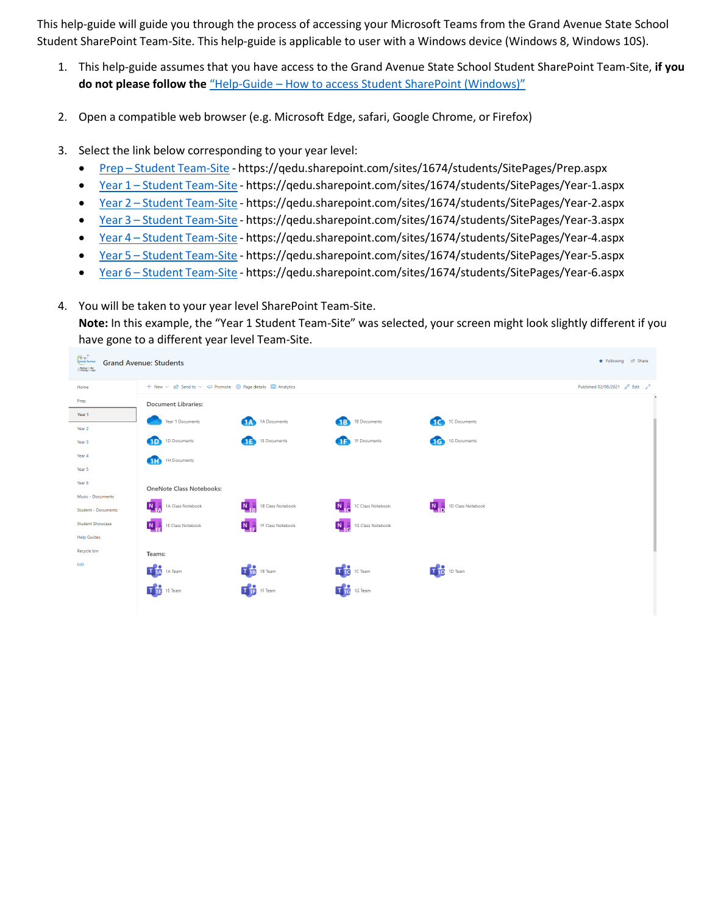This help-guide will guide you through the process of accessing your Microsoft Teams from the Grand Avenue State School Student SharePoint Team-Site. This help-guide is applicable to user with a Windows device (Windows 8, Windows 10S).

1. This help-guide assumes that you have access to the Grand Avenue State School Student SharePoint Team-Site, **if you do not please follow the** "Help-Guide – How to access Student SharePoint (Windows)"

2. Open a compatible web browser (e.g. Microsoft Edge, safari, Google Chrome, or Firefox)

3. Select the link below corresponding to your year level:
   - Prep – Student Team-Site - https://qedu.sharepoint.com/sites/1674/students/SitePages/Prep.aspx
   - Year 1 – Student Team-Site - https://qedu.sharepoint.com/sites/1674/students/SitePages/Year-1.aspx
   - Year 2 – Student Team-Site - https://qedu.sharepoint.com/sites/1674/students/SitePages/Year-2.aspx
   - Year 3 – Student Team-Site - https://qedu.sharepoint.com/sites/1674/students/SitePages/Year-3.aspx
   - Year 4 – Student Team-Site - https://qedu.sharepoint.com/sites/1674/students/SitePages/Year-4.aspx
   - Year 5 – Student Team-Site - https://qedu.sharepoint.com/sites/1674/students/SitePages/Year-5.aspx
   - Year 6 – Student Team-Site - https://qedu.sharepoint.com/sites/1674/students/SitePages/Year-6.aspx

4. You will be taken to your year level SharePoint Team-Site.
   **Note:** In this example, the "Year 1 Student Team-Site" was selected, your screen might look slightly different if you have gone to a different year level Team-Site.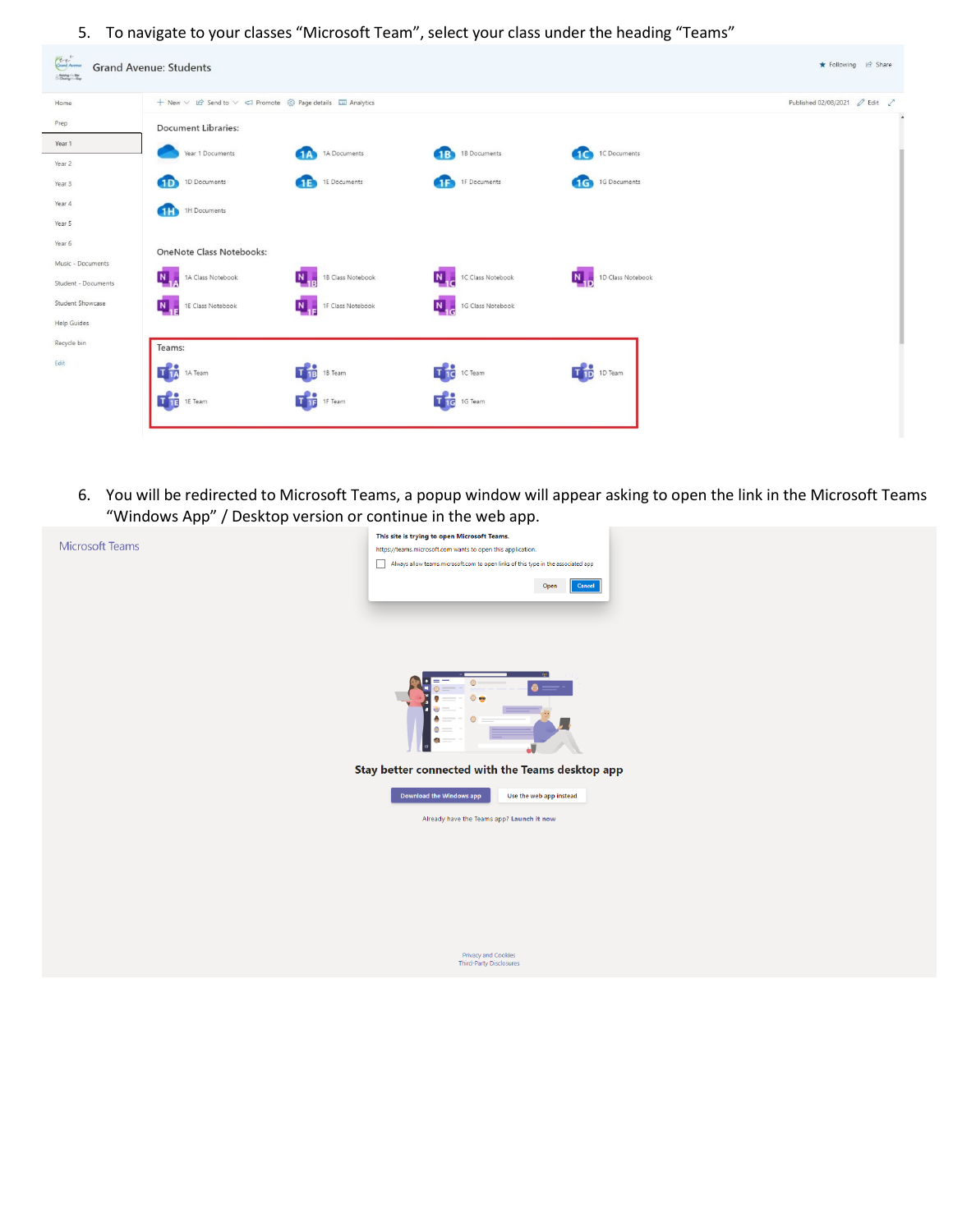5. To navigate to your classes "Microsoft Team", select your class under the heading "Teams"

6. You will be redirected to Microsoft Teams, a popup window will appear asking to open the link in the Microsoft Teams "Windows App" / Desktop version or continue in the web app.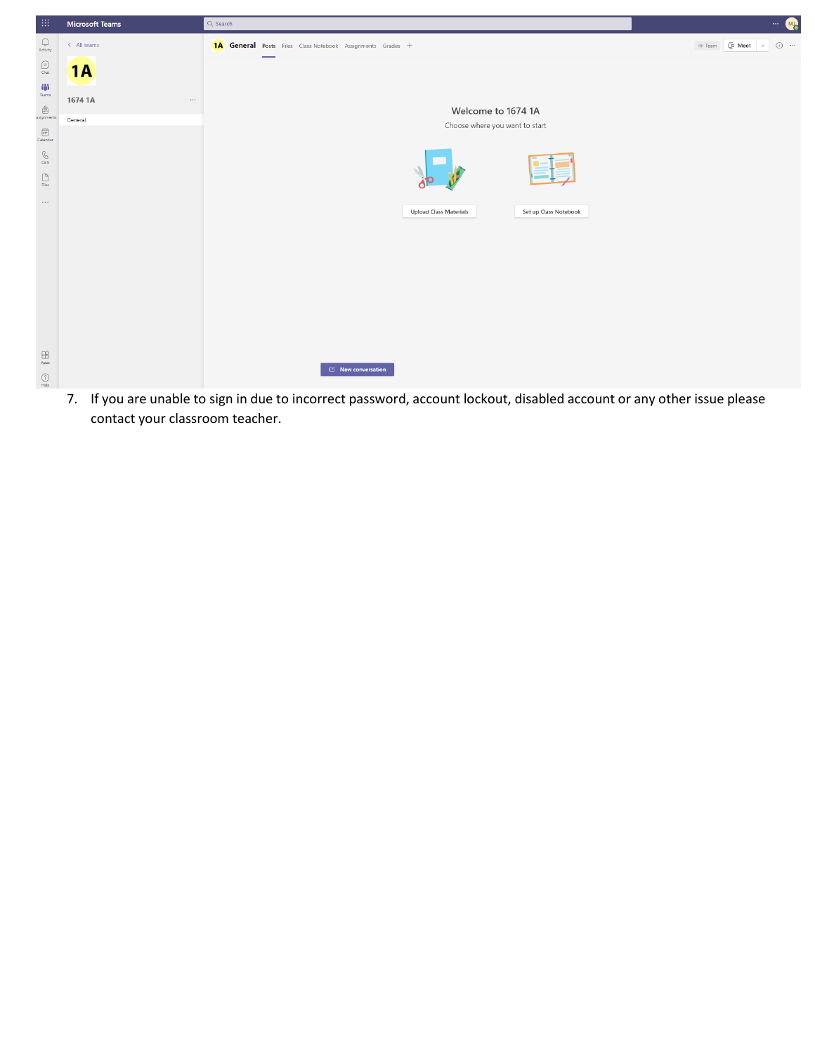7. If you are unable to sign in due to incorrect password, account lockout, disabled account or any other issue please contact your classroom teacher.